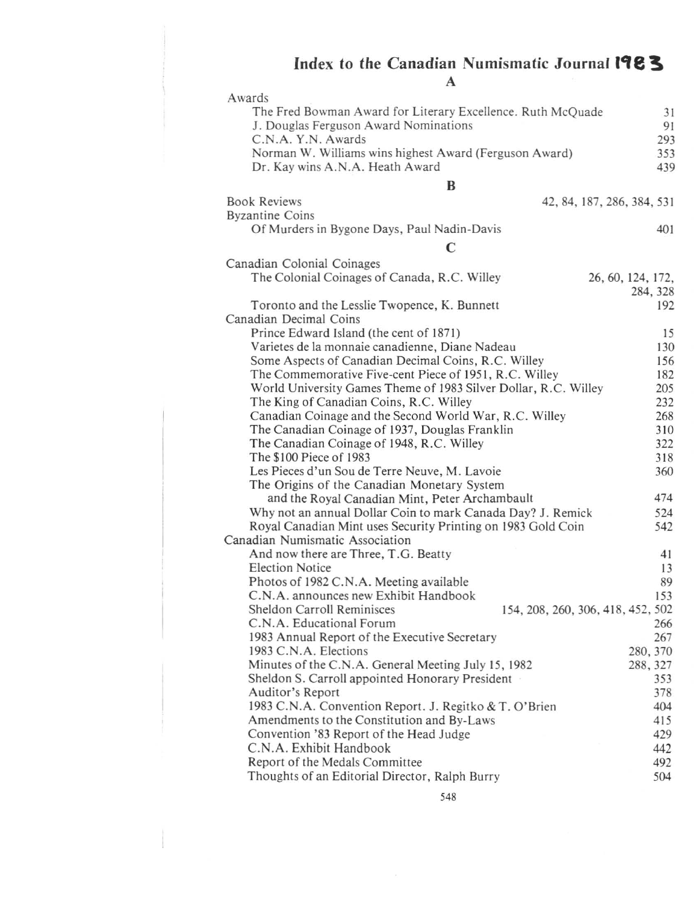# Index to the Canadian Numismatic Journal 1983

## A

Awards
- The Fred Bowman Award for Literary Excellence. Ruth McQuade — 31
- J. Douglas Ferguson Award Nominations — 91
- C.N.A. Y.N. Awards — 293
- Norman W. Williams wins highest Award (Ferguson Award) — 353
- Dr. Kay wins A.N.A. Heath Award — 439

## B

Book Reviews — 42, 84, 187, 286, 384, 531

Byzantine Coins
- Of Murders in Bygone Days, Paul Nadin-Davis — 401

## C

Canadian Colonial Coinages
- The Colonial Coinages of Canada, R.C. Willey — 26, 60, 124, 172, 284, 328
- Toronto and the Lesslie Twopence, K. Bunnett — 192

Canadian Decimal Coins
- Prince Edward Island (the cent of 1871) — 15
- Varietes de la monnaie canadienne, Diane Nadeau — 130
- Some Aspects of Canadian Decimal Coins, R.C. Willey — 156
- The Commemorative Five-cent Piece of 1951, R.C. Willey — 182
- World University Games Theme of 1983 Silver Dollar, R.C. Willey — 205
- The King of Canadian Coins, R.C. Willey — 232
- Canadian Coinage and the Second World War, R.C. Willey — 268
- The Canadian Coinage of 1937, Douglas Franklin — 310
- The Canadian Coinage of 1948, R.C. Willey — 322
- The $100 Piece of 1983 — 318
- Les Pieces d'un Sou de Terre Neuve, M. Lavoie — 360
- The Origins of the Canadian Monetary System and the Royal Canadian Mint, Peter Archambault — 474
- Why not an annual Dollar Coin to mark Canada Day? J. Remick — 524
- Royal Canadian Mint uses Security Printing on 1983 Gold Coin — 542

Canadian Numismatic Association
- And now there are Three, T.G. Beatty — 41
- Election Notice — 13
- Photos of 1982 C.N.A. Meeting available — 89
- C.N.A. announces new Exhibit Handbook — 153
- Sheldon Carroll Reminisces — 154, 208, 260, 306, 418, 452, 502
- C.N.A. Educational Forum — 266
- 1983 Annual Report of the Executive Secretary — 267
- 1983 C.N.A. Elections — 280, 370
- Minutes of the C.N.A. General Meeting July 15, 1982 — 288, 327
- Sheldon S. Carroll appointed Honorary President — 353
- Auditor's Report — 378
- 1983 C.N.A. Convention Report. J. Regitko & T. O'Brien — 404
- Amendments to the Constitution and By-Laws — 415
- Convention '83 Report of the Head Judge — 429
- C.N.A. Exhibit Handbook — 442
- Report of the Medals Committee — 492
- Thoughts of an Editorial Director, Ralph Burry — 504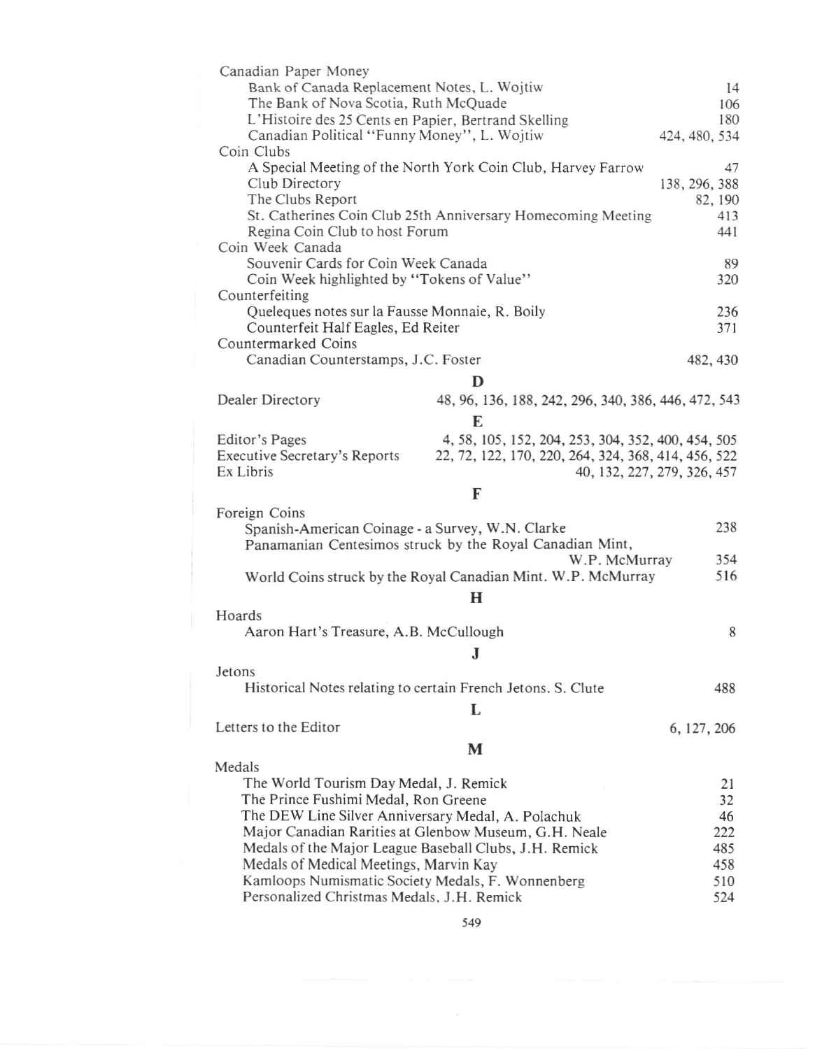Canadian Paper Money
- Bank of Canada Replacement Notes, L. Wojtiw — 14
- The Bank of Nova Scotia, Ruth McQuade — 106
- L'Histoire des 25 Cents en Papier, Bertrand Skelling — 180
- Canadian Political "Funny Money", L. Wojtiw — 424, 480, 534

Coin Clubs
- A Special Meeting of the North York Coin Club, Harvey Farrow — 47
- Club Directory — 138, 296, 388
- The Clubs Report — 82, 190
- St. Catherines Coin Club 25th Anniversary Homecoming Meeting — 413
- Regina Coin Club to host Forum — 441

Coin Week Canada
- Souvenir Cards for Coin Week Canada — 89
- Coin Week highlighted by "Tokens of Value" — 320

Counterfeiting
- Queleques notes sur la Fausse Monnaie, R. Boily — 236
- Counterfeit Half Eagles, Ed Reiter — 371

Countermarked Coins
- Canadian Counterstamps, J.C. Foster — 482, 430

## D

Dealer Directory — 48, 96, 136, 188, 242, 296, 340, 386, 446, 472, 543

## E

Editor's Pages — 4, 58, 105, 152, 204, 253, 304, 352, 400, 454, 505
Executive Secretary's Reports — 22, 72, 122, 170, 220, 264, 324, 368, 414, 456, 522
Ex Libris — 40, 132, 227, 279, 326, 457

## F

Foreign Coins
- Spanish-American Coinage - a Survey, W.N. Clarke — 238
- Panamanian Centesimos struck by the Royal Canadian Mint, W.P. McMurray — 354
- World Coins struck by the Royal Canadian Mint. W.P. McMurray — 516

## H

Hoards
- Aaron Hart's Treasure, A.B. McCullough — 8

## J

Jetons
- Historical Notes relating to certain French Jetons. S. Clute — 488

## L

Letters to the Editor — 6, 127, 206

## M

Medals
- The World Tourism Day Medal, J. Remick — 21
- The Prince Fushimi Medal, Ron Greene — 32
- The DEW Line Silver Anniversary Medal, A. Polachuk — 46
- Major Canadian Rarities at Glenbow Museum, G.H. Neale — 222
- Medals of the Major League Baseball Clubs, J.H. Remick — 485
- Medals of Medical Meetings, Marvin Kay — 458
- Kamloops Numismatic Society Medals, F. Wonnenberg — 510
- Personalized Christmas Medals, J.H. Remick — 524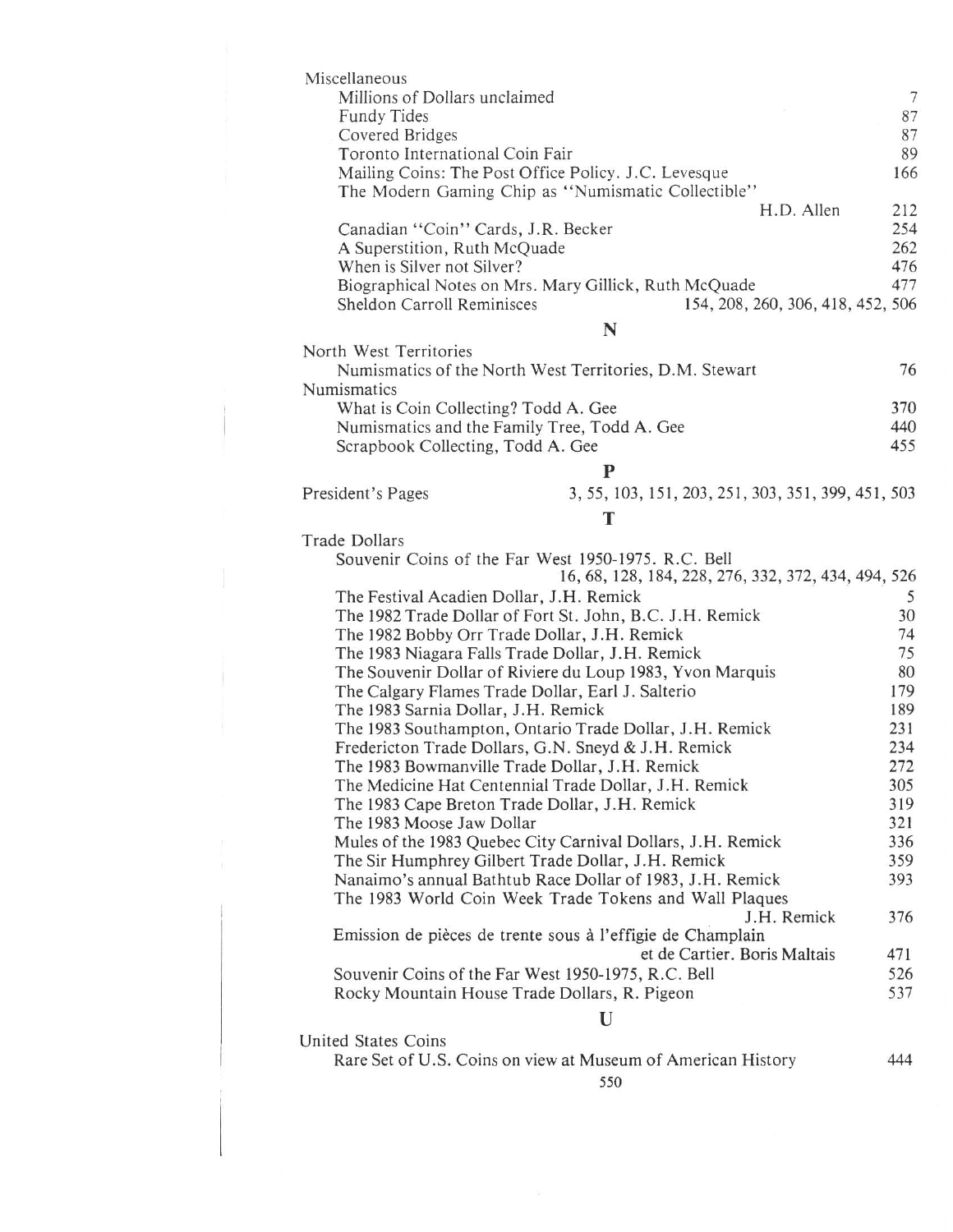Miscellaneous

- Millions of Dollars unclaimed — 7
- Fundy Tides — 87
- Covered Bridges — 87
- Toronto International Coin Fair — 89
- Mailing Coins: The Post Office Policy. J.C. Levesque — 166
- The Modern Gaming Chip as "Numismatic Collectible" H.D. Allen — 212
- Canadian "Coin" Cards, J.R. Becker — 254
- A Superstition, Ruth McQuade — 262
- When is Silver not Silver? — 476
- Biographical Notes on Mrs. Mary Gillick, Ruth McQuade — 477
- Sheldon Carroll Reminisces — 154, 208, 260, 306, 418, 452, 506

## N

North West Territories

- Numismatics of the North West Territories, D.M. Stewart — 76

Numismatics

- What is Coin Collecting? Todd A. Gee — 370
- Numismatics and the Family Tree, Todd A. Gee — 440
- Scrapbook Collecting, Todd A. Gee — 455

## P

President's Pages — 3, 55, 103, 151, 203, 251, 303, 351, 399, 451, 503

## T

Trade Dollars

- Souvenir Coins of the Far West 1950-1975. R.C. Bell — 16, 68, 128, 184, 228, 276, 332, 372, 434, 494, 526
- The Festival Acadien Dollar, J.H. Remick — 5
- The 1982 Trade Dollar of Fort St. John, B.C. J.H. Remick — 30
- The 1982 Bobby Orr Trade Dollar, J.H. Remick — 74
- The 1983 Niagara Falls Trade Dollar, J.H. Remick — 75
- The Souvenir Dollar of Riviere du Loup 1983, Yvon Marquis — 80
- The Calgary Flames Trade Dollar, Earl J. Salterio — 179
- The 1983 Sarnia Dollar, J.H. Remick — 189
- The 1983 Southampton, Ontario Trade Dollar, J.H. Remick — 231
- Fredericton Trade Dollars, G.N. Sneyd & J.H. Remick — 234
- The 1983 Bowmanville Trade Dollar, J.H. Remick — 272
- The Medicine Hat Centennial Trade Dollar, J.H. Remick — 305
- The 1983 Cape Breton Trade Dollar, J.H. Remick — 319
- The 1983 Moose Jaw Dollar — 321
- Mules of the 1983 Quebec City Carnival Dollars, J.H. Remick — 336
- The Sir Humphrey Gilbert Trade Dollar, J.H. Remick — 359
- Nanaimo's annual Bathtub Race Dollar of 1983, J.H. Remick — 393
- The 1983 World Coin Week Trade Tokens and Wall Plaques J.H. Remick — 376
- Emission de pièces de trente sous à l'effigie de Champlain et de Cartier. Boris Maltais — 471
- Souvenir Coins of the Far West 1950-1975, R.C. Bell — 526
- Rocky Mountain House Trade Dollars, R. Pigeon — 537

## U

United States Coins

- Rare Set of U.S. Coins on view at Museum of American History — 444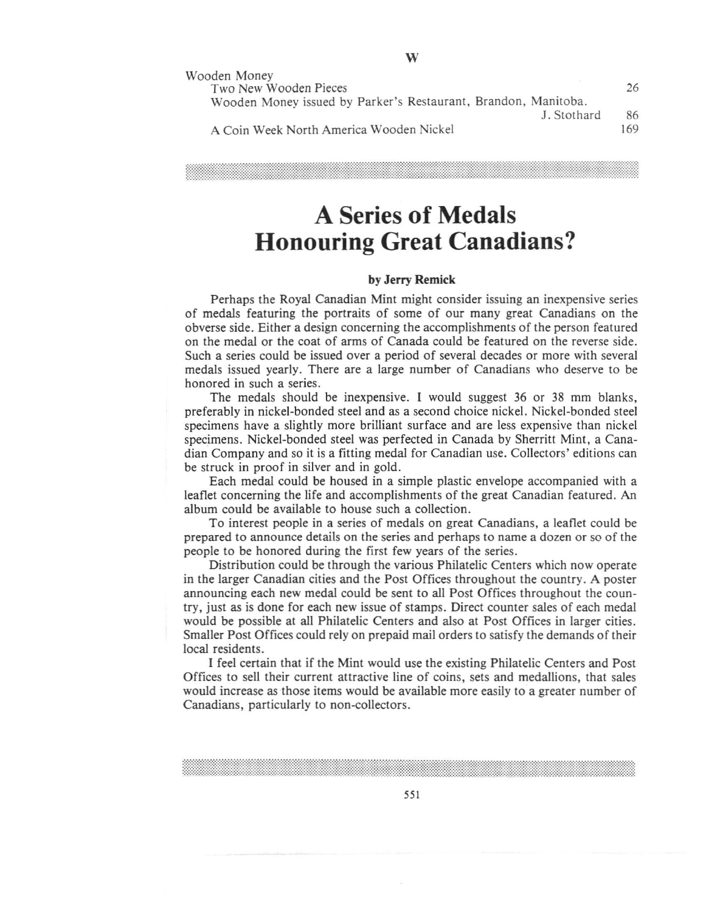W

Wooden Money

Two New Wooden Pieces 26

Wooden Money issued by Parker's Restaurant, Brandon, Manitoba. J. Stothard 86

A Coin Week North America Wooden Nickel 169

# A Series of Medals Honouring Great Canadians?

**by Jerry Remick**

Perhaps the Royal Canadian Mint might consider issuing an inexpensive series of medals featuring the portraits of some of our many great Canadians on the obverse side. Either a design concerning the accomplishments of the person featured on the medal or the coat of arms of Canada could be featured on the reverse side. Such a series could be issued over a period of several decades or more with several medals issued yearly. There are a large number of Canadians who deserve to be honored in such a series.

The medals should be inexpensive. I would suggest 36 or 38 mm blanks, preferably in nickel-bonded steel and as a second choice nickel. Nickel-bonded steel specimens have a slightly more brilliant surface and are less expensive than nickel specimens. Nickel-bonded steel was perfected in Canada by Sherritt Mint, a Canadian Company and so it is a fitting medal for Canadian use. Collectors' editions can be struck in proof in silver and in gold.

Each medal could be housed in a simple plastic envelope accompanied with a leaflet concerning the life and accomplishments of the great Canadian featured. An album could be available to house such a collection.

To interest people in a series of medals on great Canadians, a leaflet could be prepared to announce details on the series and perhaps to name a dozen or so of the people to be honored during the first few years of the series.

Distribution could be through the various Philatelic Centers which now operate in the larger Canadian cities and the Post Offices throughout the country. A poster announcing each new medal could be sent to all Post Offices throughout the country, just as is done for each new issue of stamps. Direct counter sales of each medal would be possible at all Philatelic Centers and also at Post Offices in larger cities. Smaller Post Offices could rely on prepaid mail orders to satisfy the demands of their local residents.

I feel certain that if the Mint would use the existing Philatelic Centers and Post Offices to sell their current attractive line of coins, sets and medallions, that sales would increase as those items would be available more easily to a greater number of Canadians, particularly to non-collectors.